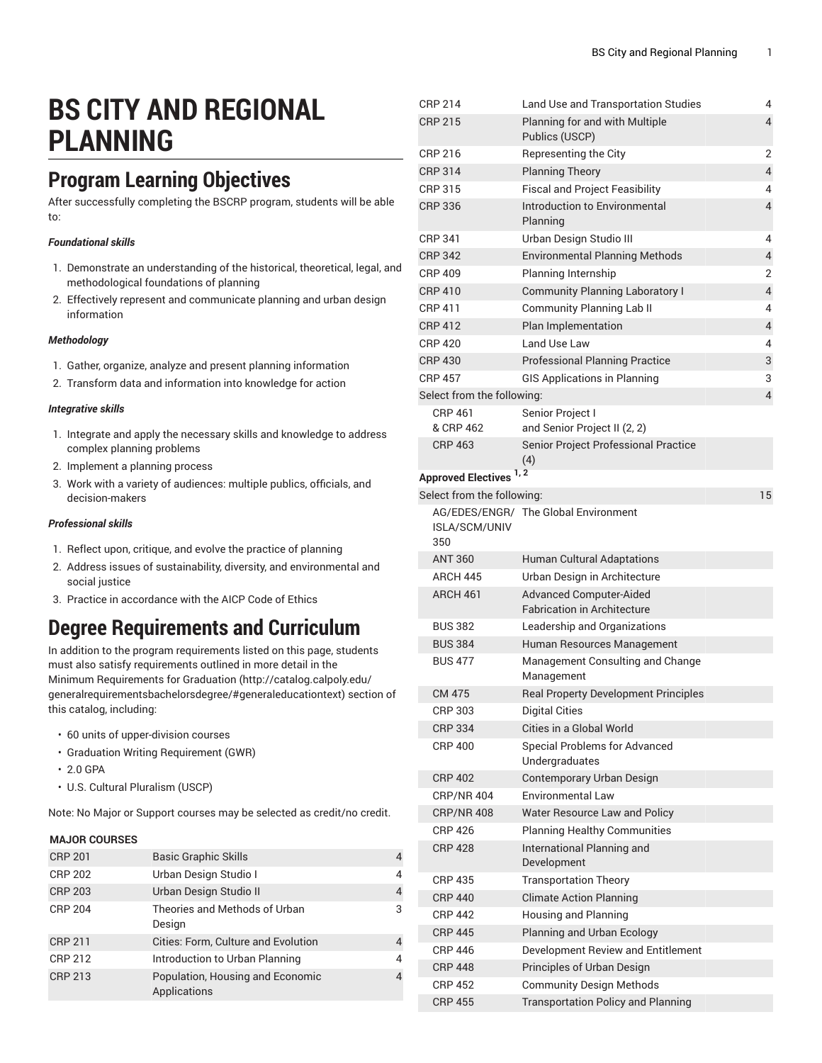# BS CITY AND REGIONAL PLANNING

## Program Learning Objectives

After successfully completing the BSCRP program, students will be able to:

***Foundational skills***

1. Demonstrate an understanding of the historical, theoretical, legal, and methodological foundations of planning
2. Effectively represent and communicate planning and urban design information

***Methodology***

1. Gather, organize, analyze and present planning information
2. Transform data and information into knowledge for action

***Integrative skills***

1. Integrate and apply the necessary skills and knowledge to address complex planning problems
2. Implement a planning process
3. Work with a variety of audiences: multiple publics, officials, and decision-makers

***Professional skills***

1. Reflect upon, critique, and evolve the practice of planning
2. Address issues of sustainability, diversity, and environmental and social justice
3. Practice in accordance with the AICP Code of Ethics

## Degree Requirements and Curriculum

In addition to the program requirements listed on this page, students must also satisfy requirements outlined in more detail in the Minimum Requirements for Graduation (http://catalog.calpoly.edu/generalrequirementsbachelorsdegree/#generaleducationtext) section of this catalog, including:

- 60 units of upper-division courses
- Graduation Writing Requirement (GWR)
- 2.0 GPA
- U.S. Cultural Pluralism (USCP)

Note: No Major or Support courses may be selected as credit/no credit.

| MAJOR COURSES | | |
|---|---|---|
| CRP 201 | Basic Graphic Skills | 4 |
| CRP 202 | Urban Design Studio I | 4 |
| CRP 203 | Urban Design Studio II | 4 |
| CRP 204 | Theories and Methods of Urban Design | 3 |
| CRP 211 | Cities: Form, Culture and Evolution | 4 |
| CRP 212 | Introduction to Urban Planning | 4 |
| CRP 213 | Population, Housing and Economic Applications | 4 |
| CRP 214 | Land Use and Transportation Studies | 4 |
| CRP 215 | Planning for and with Multiple Publics (USCP) | 4 |
| CRP 216 | Representing the City | 2 |
| CRP 314 | Planning Theory | 4 |
| CRP 315 | Fiscal and Project Feasibility | 4 |
| CRP 336 | Introduction to Environmental Planning | 4 |
| CRP 341 | Urban Design Studio III | 4 |
| CRP 342 | Environmental Planning Methods | 4 |
| CRP 409 | Planning Internship | 2 |
| CRP 410 | Community Planning Laboratory I | 4 |
| CRP 411 | Community Planning Lab II | 4 |
| CRP 412 | Plan Implementation | 4 |
| CRP 420 | Land Use Law | 4 |
| CRP 430 | Professional Planning Practice | 3 |
| CRP 457 | GIS Applications in Planning | 3 |
| Select from the following: | | 4 |
| CRP 461 & CRP 462 | Senior Project I and Senior Project II (2, 2) | |
| CRP 463 | Senior Project Professional Practice (4) | |
| **Approved Electives** [1, 2] | | |
| Select from the following: | | 15 |
| AG/EDES/ENGR/ISLA/SCM/UNIV 350 | The Global Environment | |
| ANT 360 | Human Cultural Adaptations | |
| ARCH 445 | Urban Design in Architecture | |
| ARCH 461 | Advanced Computer-Aided Fabrication in Architecture | |
| BUS 382 | Leadership and Organizations | |
| BUS 384 | Human Resources Management | |
| BUS 477 | Management Consulting and Change Management | |
| CM 475 | Real Property Development Principles | |
| CRP 303 | Digital Cities | |
| CRP 334 | Cities in a Global World | |
| CRP 400 | Special Problems for Advanced Undergraduates | |
| CRP 402 | Contemporary Urban Design | |
| CRP/NR 404 | Environmental Law | |
| CRP/NR 408 | Water Resource Law and Policy | |
| CRP 426 | Planning Healthy Communities | |
| CRP 428 | International Planning and Development | |
| CRP 435 | Transportation Theory | |
| CRP 440 | Climate Action Planning | |
| CRP 442 | Housing and Planning | |
| CRP 445 | Planning and Urban Ecology | |
| CRP 446 | Development Review and Entitlement | |
| CRP 448 | Principles of Urban Design | |
| CRP 452 | Community Design Methods | |
| CRP 455 | Transportation Policy and Planning | |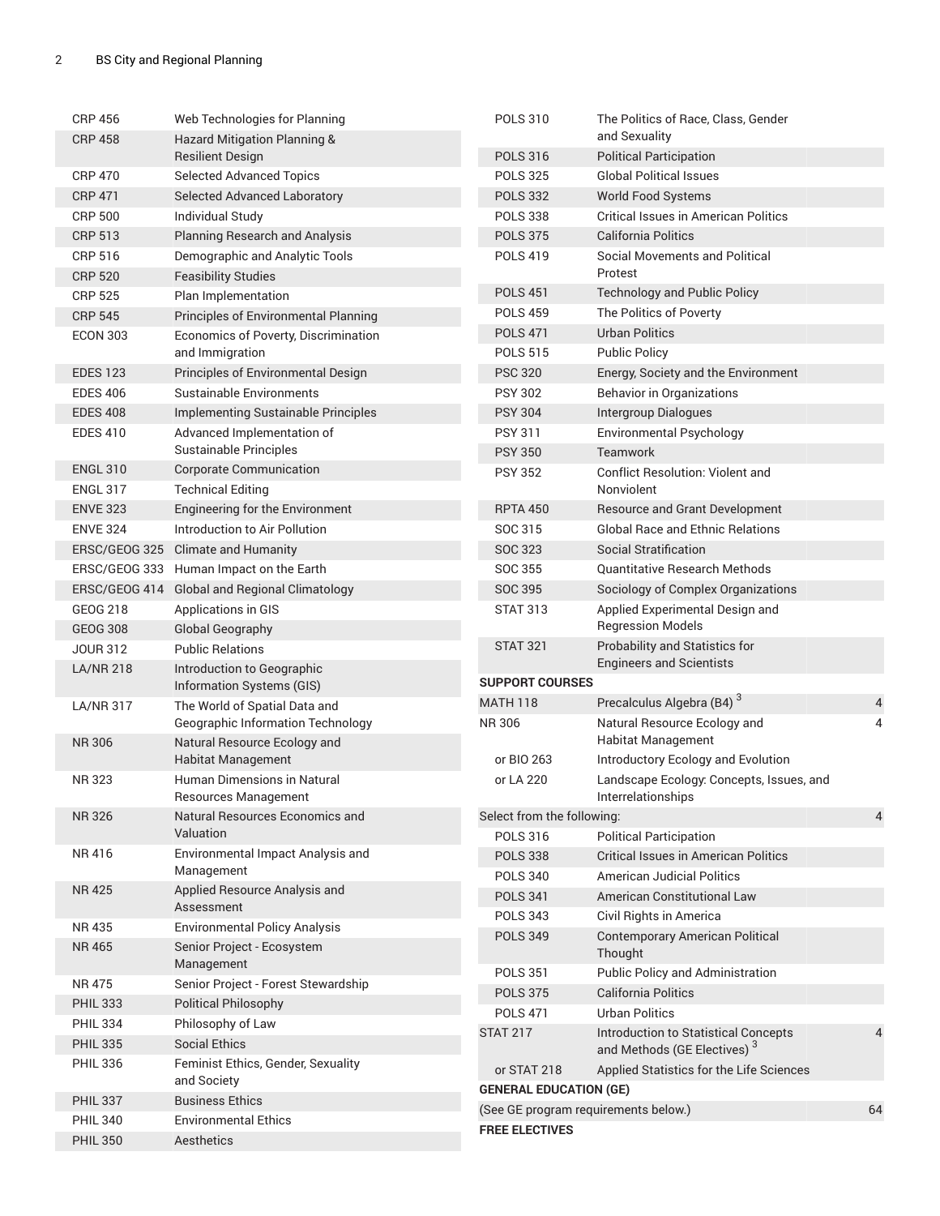| | | |
|---|---|---|
| CRP 456 | Web Technologies for Planning | |
| CRP 458 | Hazard Mitigation Planning & Resilient Design | |
| CRP 470 | Selected Advanced Topics | |
| CRP 471 | Selected Advanced Laboratory | |
| CRP 500 | Individual Study | |
| CRP 513 | Planning Research and Analysis | |
| CRP 516 | Demographic and Analytic Tools | |
| CRP 520 | Feasibility Studies | |
| CRP 525 | Plan Implementation | |
| CRP 545 | Principles of Environmental Planning | |
| ECON 303 | Economics of Poverty, Discrimination and Immigration | |
| EDES 123 | Principles of Environmental Design | |
| EDES 406 | Sustainable Environments | |
| EDES 408 | Implementing Sustainable Principles | |
| EDES 410 | Advanced Implementation of Sustainable Principles | |
| ENGL 310 | Corporate Communication | |
| ENGL 317 | Technical Editing | |
| ENVE 323 | Engineering for the Environment | |
| ENVE 324 | Introduction to Air Pollution | |
| ERSC/GEOG 325 | Climate and Humanity | |
| ERSC/GEOG 333 | Human Impact on the Earth | |
| ERSC/GEOG 414 | Global and Regional Climatology | |
| GEOG 218 | Applications in GIS | |
| GEOG 308 | Global Geography | |
| JOUR 312 | Public Relations | |
| LA/NR 218 | Introduction to Geographic Information Systems (GIS) | |
| LA/NR 317 | The World of Spatial Data and Geographic Information Technology | |
| NR 306 | Natural Resource Ecology and Habitat Management | |
| NR 323 | Human Dimensions in Natural Resources Management | |
| NR 326 | Natural Resources Economics and Valuation | |
| NR 416 | Environmental Impact Analysis and Management | |
| NR 425 | Applied Resource Analysis and Assessment | |
| NR 435 | Environmental Policy Analysis | |
| NR 465 | Senior Project - Ecosystem Management | |
| NR 475 | Senior Project - Forest Stewardship | |
| PHIL 333 | Political Philosophy | |
| PHIL 334 | Philosophy of Law | |
| PHIL 335 | Social Ethics | |
| PHIL 336 | Feminist Ethics, Gender, Sexuality and Society | |
| PHIL 337 | Business Ethics | |
| PHIL 340 | Environmental Ethics | |
| PHIL 350 | Aesthetics | |
| POLS 310 | The Politics of Race, Class, Gender and Sexuality | |
| POLS 316 | Political Participation | |
| POLS 325 | Global Political Issues | |
| POLS 332 | World Food Systems | |
| POLS 338 | Critical Issues in American Politics | |
| POLS 375 | California Politics | |
| POLS 419 | Social Movements and Political Protest | |
| POLS 451 | Technology and Public Policy | |
| POLS 459 | The Politics of Poverty | |
| POLS 471 | Urban Politics | |
| POLS 515 | Public Policy | |
| PSC 320 | Energy, Society and the Environment | |
| PSY 302 | Behavior in Organizations | |
| PSY 304 | Intergroup Dialogues | |
| PSY 311 | Environmental Psychology | |
| PSY 350 | Teamwork | |
| PSY 352 | Conflict Resolution: Violent and Nonviolent | |
| RPTA 450 | Resource and Grant Development | |
| SOC 315 | Global Race and Ethnic Relations | |
| SOC 323 | Social Stratification | |
| SOC 355 | Quantitative Research Methods | |
| SOC 395 | Sociology of Complex Organizations | |
| STAT 313 | Applied Experimental Design and Regression Models | |
| STAT 321 | Probability and Statistics for Engineers and Scientists | |
| **SUPPORT COURSES** | | |
| MATH 118 | Precalculus Algebra (B4) [3] | 4 |
| NR 306 | Natural Resource Ecology and Habitat Management | 4 |
| or BIO 263 | Introductory Ecology and Evolution | |
| or LA 220 | Landscape Ecology: Concepts, Issues, and Interrelationships | |
| Select from the following: | | 4 |
| POLS 316 | Political Participation | |
| POLS 338 | Critical Issues in American Politics | |
| POLS 340 | American Judicial Politics | |
| POLS 341 | American Constitutional Law | |
| POLS 343 | Civil Rights in America | |
| POLS 349 | Contemporary American Political Thought | |
| POLS 351 | Public Policy and Administration | |
| POLS 375 | California Politics | |
| POLS 471 | Urban Politics | |
| STAT 217 | Introduction to Statistical Concepts and Methods (GE Electives) [3] | 4 |
| or STAT 218 | Applied Statistics for the Life Sciences | |
| **GENERAL EDUCATION (GE)** | | |
| (See GE program requirements below.) | | 64 |
| **FREE ELECTIVES** | | |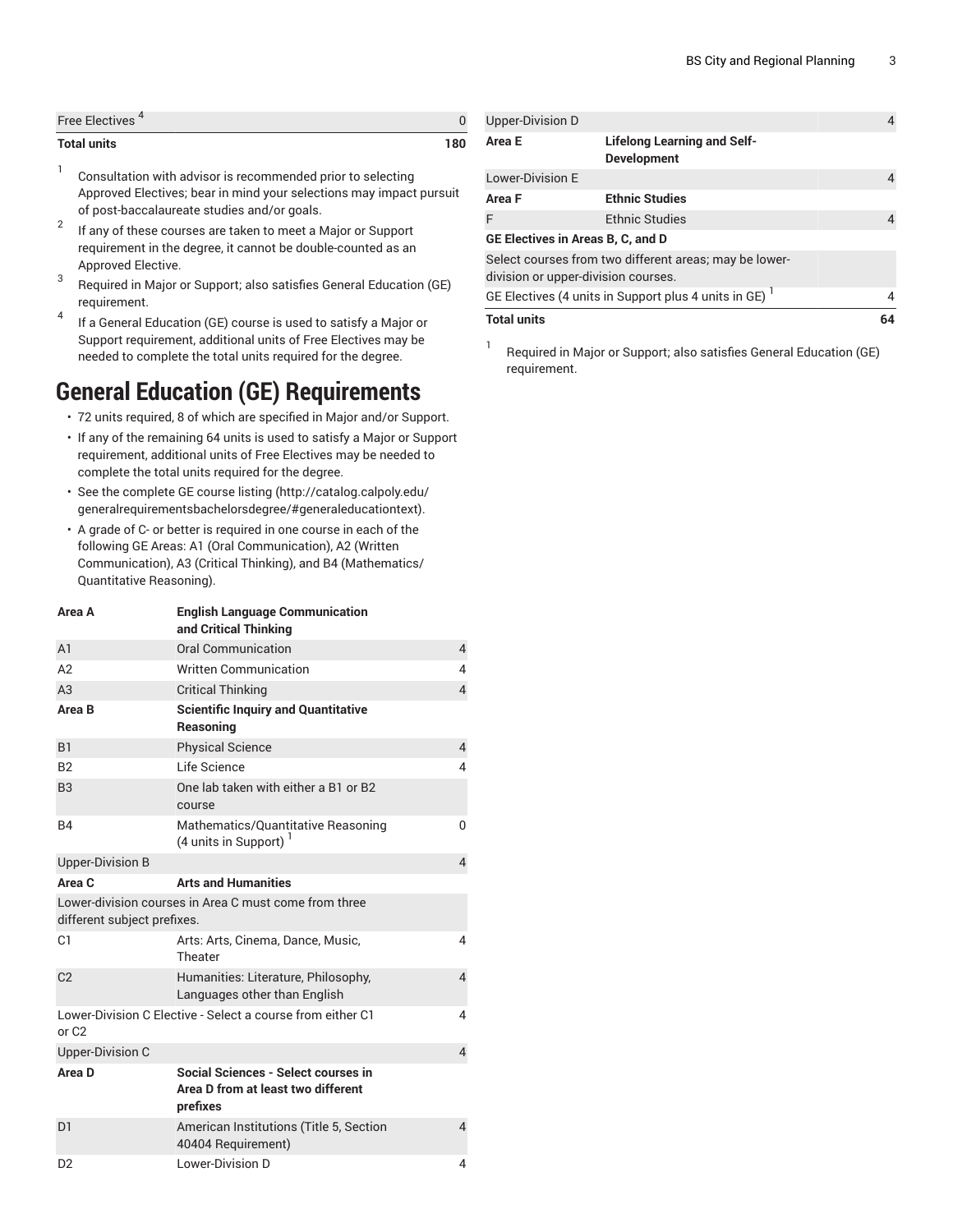| | |
|---|---|
| Free Electives [4] | 0 |
| **Total units** | **180** |

1. Consultation with advisor is recommended prior to selecting Approved Electives; bear in mind your selections may impact pursuit of post-baccalaureate studies and/or goals.
2. If any of these courses are taken to meet a Major or Support requirement in the degree, it cannot be double-counted as an Approved Elective.
3. Required in Major or Support; also satisfies General Education (GE) requirement.
4. If a General Education (GE) course is used to satisfy a Major or Support requirement, additional units of Free Electives may be needed to complete the total units required for the degree.

# General Education (GE) Requirements

- 72 units required, 8 of which are specified in Major and/or Support.
- If any of the remaining 64 units is used to satisfy a Major or Support requirement, additional units of Free Electives may be needed to complete the total units required for the degree.
- See the complete GE course listing (http://catalog.calpoly.edu/generalrequirementsbachelorsdegree/#generaleducationtext).
- A grade of C- or better is required in one course in each of the following GE Areas: A1 (Oral Communication), A2 (Written Communication), A3 (Critical Thinking), and B4 (Mathematics/Quantitative Reasoning).

| | | |
|---|---|---|
| **Area A** | **English Language Communication and Critical Thinking** | |
| A1 | Oral Communication | 4 |
| A2 | Written Communication | 4 |
| A3 | Critical Thinking | 4 |
| **Area B** | **Scientific Inquiry and Quantitative Reasoning** | |
| B1 | Physical Science | 4 |
| B2 | Life Science | 4 |
| B3 | One lab taken with either a B1 or B2 course | |
| B4 | Mathematics/Quantitative Reasoning (4 units in Support) [1] | 0 |
| Upper-Division B | | 4 |
| **Area C** | **Arts and Humanities** | |
| Lower-division courses in Area C must come from three different subject prefixes. | | |
| C1 | Arts: Arts, Cinema, Dance, Music, Theater | 4 |
| C2 | Humanities: Literature, Philosophy, Languages other than English | 4 |
| Lower-Division C Elective - Select a course from either C1 or C2 | | 4 |
| Upper-Division C | | 4 |
| **Area D** | **Social Sciences - Select courses in Area D from at least two different prefixes** | |
| D1 | American Institutions (Title 5, Section 40404 Requirement) | 4 |
| D2 | Lower-Division D | 4 |
| Upper-Division D | | 4 |
| **Area E** | **Lifelong Learning and Self-Development** | |
| Lower-Division E | | 4 |
| **Area F** | **Ethnic Studies** | |
| F | Ethnic Studies | 4 |
| **GE Electives in Areas B, C, and D** | | |
| Select courses from two different areas; may be lower-division or upper-division courses. | | |
| GE Electives (4 units in Support plus 4 units in GE) [1] | | 4 |
| **Total units** | | **64** |

1. Required in Major or Support; also satisfies General Education (GE) requirement.